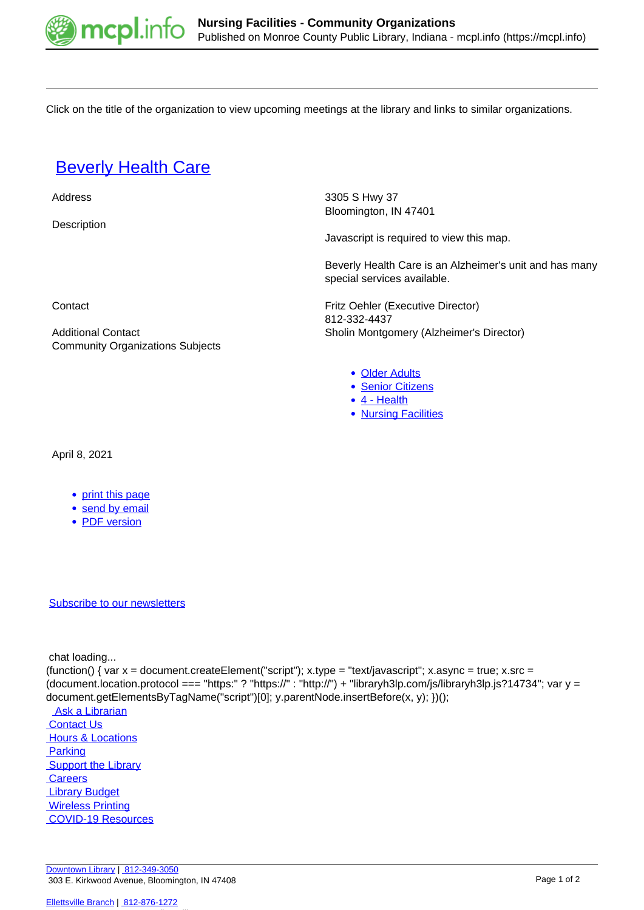Click on the title of the organization to view upcoming meetings at the library and links to similar organizations.

## Beverly Health Care

| | |
|---|---|
| Address | 3305 S Hwy 37<br>Bloomington, IN 47401 |
| Description | Javascript is required to view this map.<br><br>Beverly Health Care is an Alzheimer's unit and has many special services available. |
| Contact | Fritz Oehler (Executive Director)<br>812-332-4437 |
| Additional Contact | Sholin Montgomery (Alzheimer's Director) |
| Community Organizations Subjects | |

- Older Adults
- Senior Citizens
- 4 - Health
- Nursing Facilities

April 8, 2021

- print this page
- send by email
- PDF version

Subscribe to our newsletters

chat loading...

```
(function() { var x = document.createElement("script"); x.type = "text/javascript"; x.async = true; x.src = (document.location.protocol === "https:" ? "https://" : "http://") + "libraryh3lp.com/js/libraryh3lp.js?14734"; var y = document.getElementsByTagName("script")[0]; y.parentNode.insertBefore(x, y); })();
```

Ask a Librarian
Contact Us
Hours & Locations
Parking
Support the Library
Careers
Library Budget
Wireless Printing
COVID-19 Resources

Downtown Library | 812-349-3050
303 E. Kirkwood Avenue, Bloomington, IN 47408

Ellettsville Branch | 812-876-1272